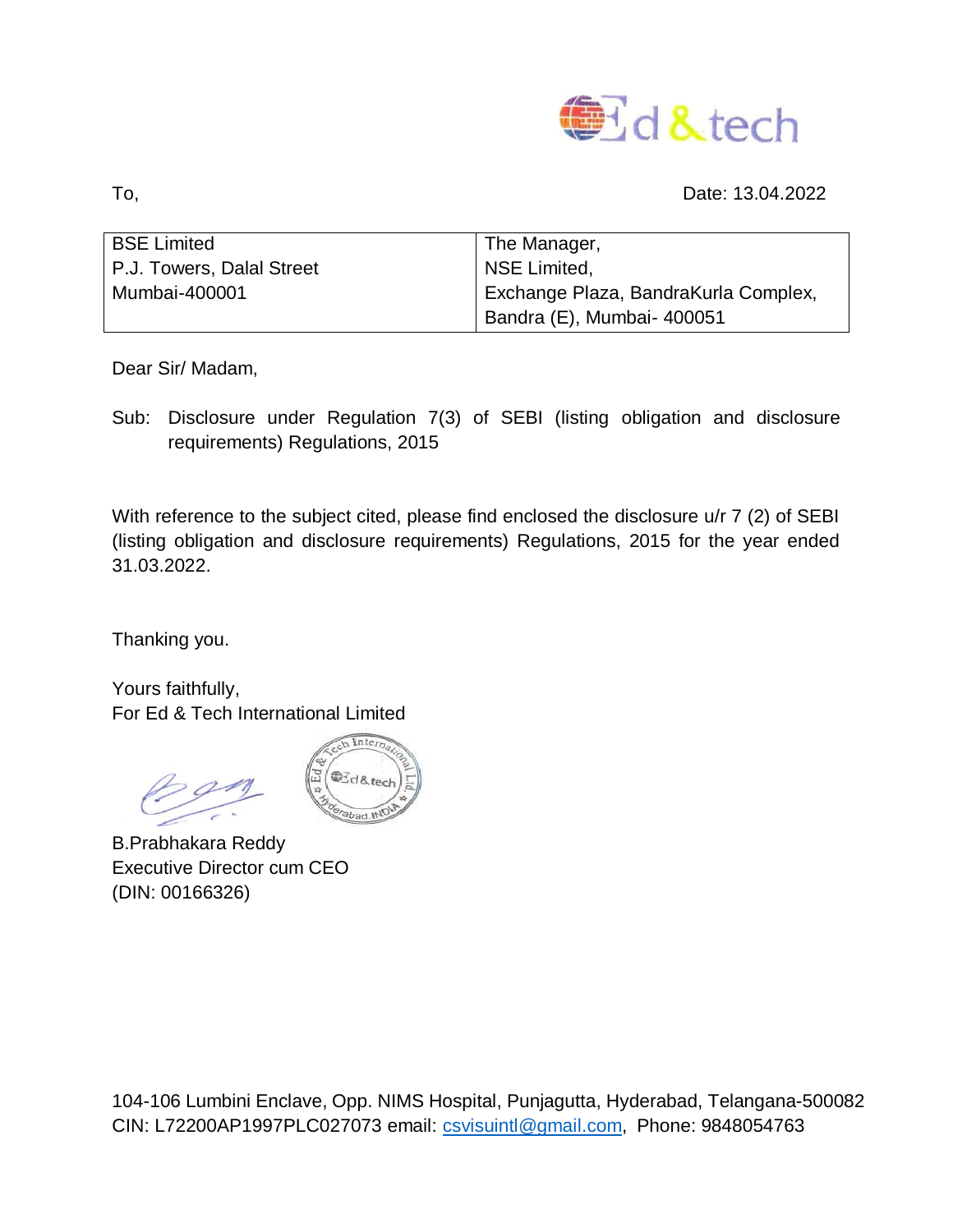To,

Date: 13.04.2022

| BSE Limited<br>P.J. Towers, Dalal Street<br>Mumbai-400001 | The Manager,<br>NSE Limited,<br>Exchange Plaza, BandraKurla Complex,<br>Bandra (E), Mumbai- 400051 |
|---|---|

Dear Sir/ Madam,

Sub: Disclosure under Regulation 7(3) of SEBI (listing obligation and disclosure requirements) Regulations, 2015

With reference to the subject cited, please find enclosed the disclosure u/r 7 (2) of SEBI (listing obligation and disclosure requirements) Regulations, 2015 for the year ended 31.03.2022.

Thanking you.

Yours faithfully,
For Ed & Tech International Limited

B.Prabhakara Reddy
Executive Director cum CEO
(DIN: 00166326)

104-106 Lumbini Enclave, Opp. NIMS Hospital, Punjagutta, Hyderabad, Telangana-500082
CIN: L72200AP1997PLC027073 email: csvisuintl@gmail.com, Phone: 9848054763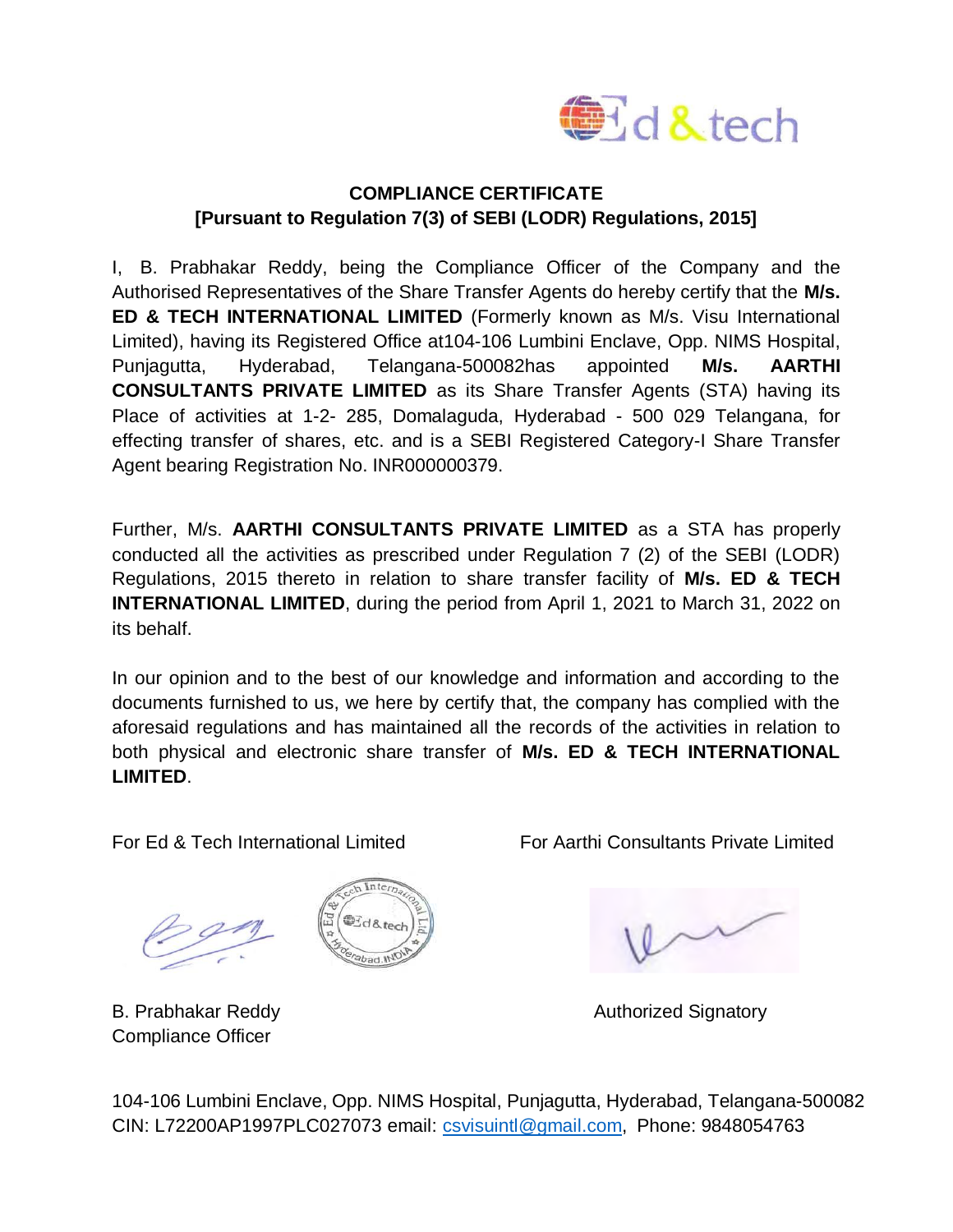**COMPLIANCE CERTIFICATE**
**[Pursuant to Regulation 7(3) of SEBI (LODR) Regulations, 2015]**

I, B. Prabhakar Reddy, being the Compliance Officer of the Company and the Authorised Representatives of the Share Transfer Agents do hereby certify that the **M/s. ED & TECH INTERNATIONAL LIMITED** (Formerly known as M/s. Visu International Limited), having its Registered Office at104-106 Lumbini Enclave, Opp. NIMS Hospital, Punjagutta, Hyderabad, Telangana-500082has appointed **M/s. AARTHI CONSULTANTS PRIVATE LIMITED** as its Share Transfer Agents (STA) having its Place of activities at 1-2- 285, Domalaguda, Hyderabad - 500 029 Telangana, for effecting transfer of shares, etc. and is a SEBI Registered Category-I Share Transfer Agent bearing Registration No. INR000000379.

Further, M/s. **AARTHI CONSULTANTS PRIVATE LIMITED** as a STA has properly conducted all the activities as prescribed under Regulation 7 (2) of the SEBI (LODR) Regulations, 2015 thereto in relation to share transfer facility of **M/s. ED & TECH INTERNATIONAL LIMITED**, during the period from April 1, 2021 to March 31, 2022 on its behalf.

In our opinion and to the best of our knowledge and information and according to the documents furnished to us, we here by certify that, the company has complied with the aforesaid regulations and has maintained all the records of the activities in relation to both physical and electronic share transfer of **M/s. ED & TECH INTERNATIONAL LIMITED**.

For Ed & Tech International Limited

B. Prabhakar Reddy
Compliance Officer

For Aarthi Consultants Private Limited

Authorized Signatory

104-106 Lumbini Enclave, Opp. NIMS Hospital, Punjagutta, Hyderabad, Telangana-500082
CIN: L72200AP1997PLC027073 email: csvisuintl@gmail.com, Phone: 9848054763